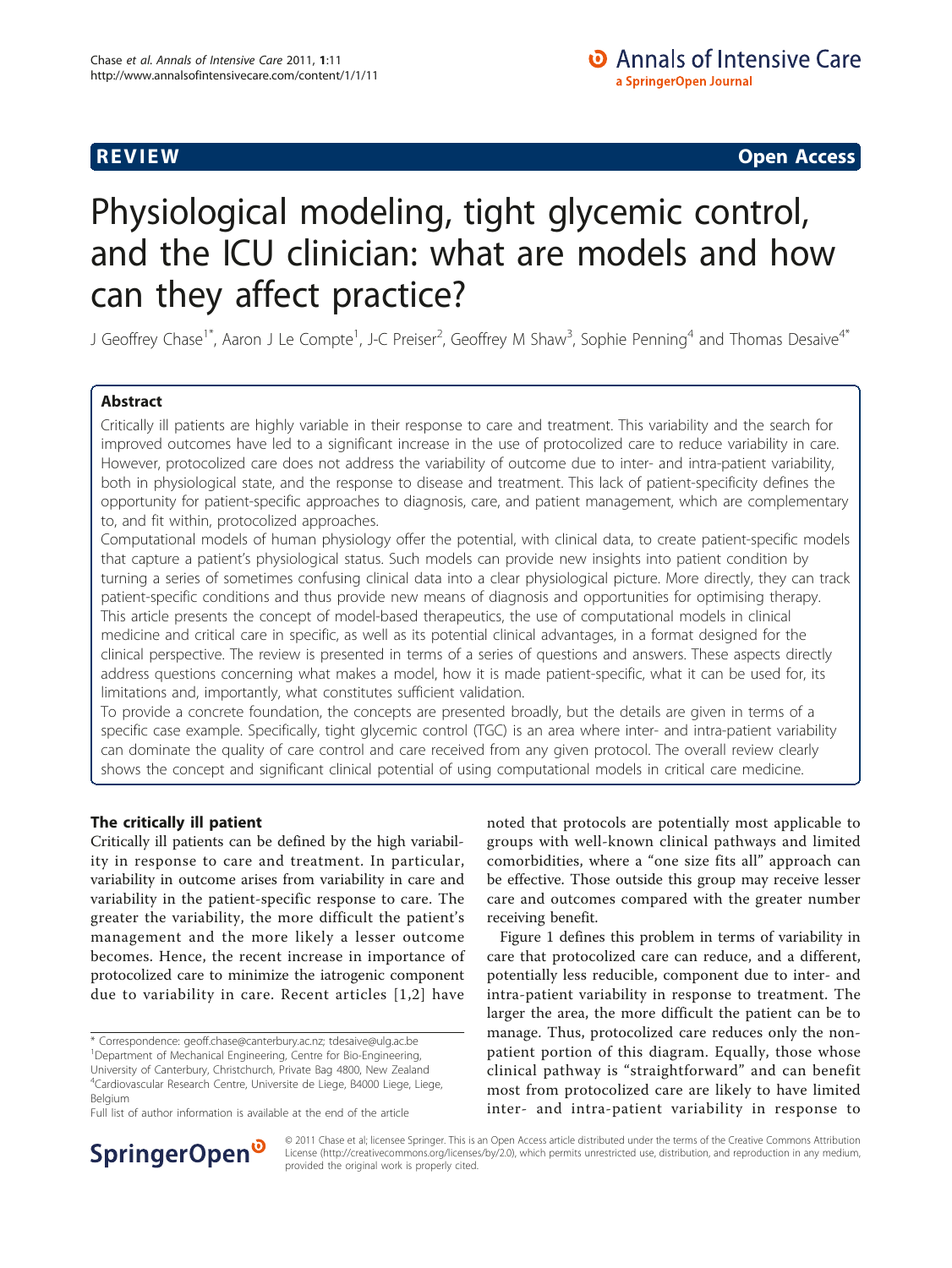REVIEW Open Access

# Physiological modeling, tight glycemic control, and the ICU clinician: what are models and how can they affect practice?

J Geoffrey Chase[1*], Aaron J Le Compte[1], J-C Preiser[2], Geoffrey M Shaw[3], Sophie Penning[4] and Thomas Desaive[4*]

## Abstract

Critically ill patients are highly variable in their response to care and treatment. This variability and the search for improved outcomes have led to a significant increase in the use of protocolized care to reduce variability in care. However, protocolized care does not address the variability of outcome due to inter- and intra-patient variability, both in physiological state, and the response to disease and treatment. This lack of patient-specificity defines the opportunity for patient-specific approaches to diagnosis, care, and patient management, which are complementary to, and fit within, protocolized approaches.

Computational models of human physiology offer the potential, with clinical data, to create patient-specific models that capture a patient's physiological status. Such models can provide new insights into patient condition by turning a series of sometimes confusing clinical data into a clear physiological picture. More directly, they can track patient-specific conditions and thus provide new means of diagnosis and opportunities for optimising therapy.

This article presents the concept of model-based therapeutics, the use of computational models in clinical medicine and critical care in specific, as well as its potential clinical advantages, in a format designed for the clinical perspective. The review is presented in terms of a series of questions and answers. These aspects directly address questions concerning what makes a model, how it is made patient-specific, what it can be used for, its limitations and, importantly, what constitutes sufficient validation.

To provide a concrete foundation, the concepts are presented broadly, but the details are given in terms of a specific case example. Specifically, tight glycemic control (TGC) is an area where inter- and intra-patient variability can dominate the quality of care control and care received from any given protocol. The overall review clearly shows the concept and significant clinical potential of using computational models in critical care medicine.

## The critically ill patient

Critically ill patients can be defined by the high variability in response to care and treatment. In particular, variability in outcome arises from variability in care and variability in the patient-specific response to care. The greater the variability, the more difficult the patient's management and the more likely a lesser outcome becomes. Hence, the recent increase in importance of protocolized care to minimize the iatrogenic component due to variability in care. Recent articles [1,2] have noted that protocols are potentially most applicable to groups with well-known clinical pathways and limited comorbidities, where a "one size fits all" approach can be effective. Those outside this group may receive lesser care and outcomes compared with the greater number receiving benefit.

Figure 1 defines this problem in terms of variability in care that protocolized care can reduce, and a different, potentially less reducible, component due to inter- and intra-patient variability in response to treatment. The larger the area, the more difficult the patient can be to manage. Thus, protocolized care reduces only the non-patient portion of this diagram. Equally, those whose clinical pathway is "straightforward" and can benefit most from protocolized care are likely to have limited inter- and intra-patient variability in response to

\* Correspondence: geoff.chase@canterbury.ac.nz; tdesaive@ulg.ac.be
[1]Department of Mechanical Engineering, Centre for Bio-Engineering, University of Canterbury, Christchurch, Private Bag 4800, New Zealand
[4]Cardiovascular Research Centre, Universite de Liege, B4000 Liege, Liege, Belgium
Full list of author information is available at the end of the article

© 2011 Chase et al; licensee Springer. This is an Open Access article distributed under the terms of the Creative Commons Attribution License (http://creativecommons.org/licenses/by/2.0), which permits unrestricted use, distribution, and reproduction in any medium, provided the original work is properly cited.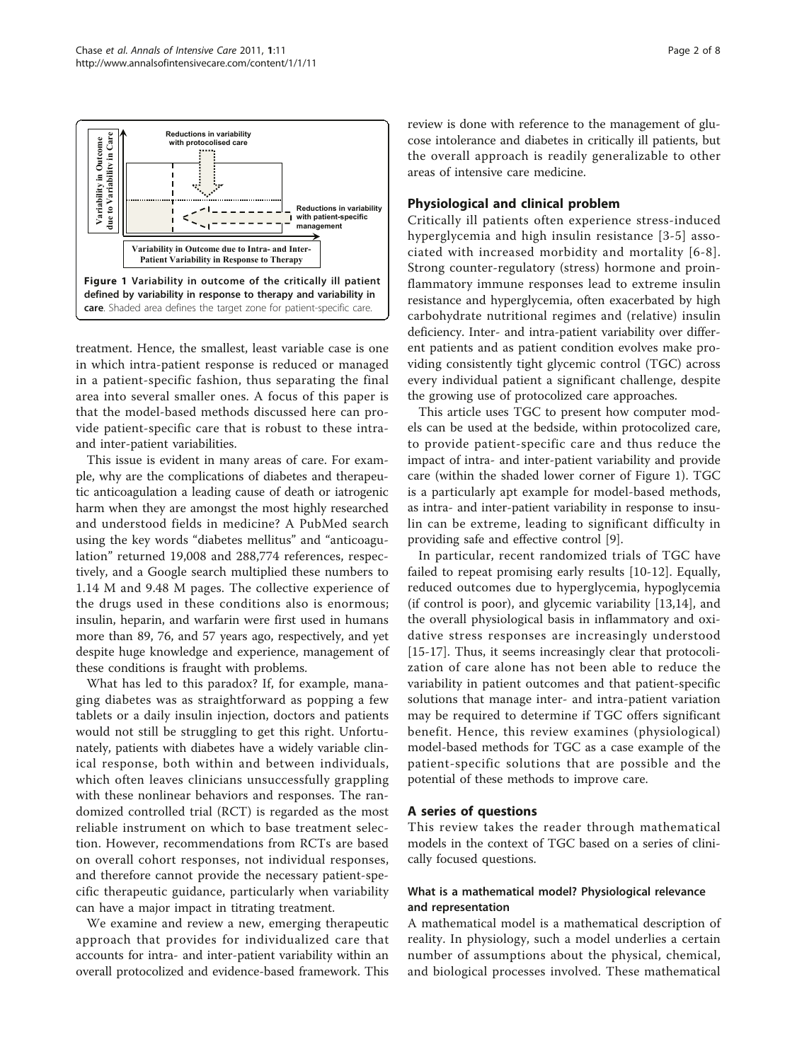Reductions in variability with protocolised care

Variability in Outcome due to Variability in Care

Reductions in variability with patient-specific management

Variability in Outcome due to Intra- and Inter-Patient Variability in Response to Therapy

**Figure 1 Variability in outcome of the critically ill patient defined by variability in response to therapy and variability in care**. Shaded area defines the target zone for patient-specific care.

treatment. Hence, the smallest, least variable case is one in which intra-patient response is reduced or managed in a patient-specific fashion, thus separating the final area into several smaller ones. A focus of this paper is that the model-based methods discussed here can provide patient-specific care that is robust to these intra- and inter-patient variabilities.

This issue is evident in many areas of care. For example, why are the complications of diabetes and therapeutic anticoagulation a leading cause of death or iatrogenic harm when they are amongst the most highly researched and understood fields in medicine? A PubMed search using the key words "diabetes mellitus" and "anticoagulation" returned 19,008 and 288,774 references, respectively, and a Google search multiplied these numbers to 1.14 M and 9.48 M pages. The collective experience of the drugs used in these conditions also is enormous; insulin, heparin, and warfarin were first used in humans more than 89, 76, and 57 years ago, respectively, and yet despite huge knowledge and experience, management of these conditions is fraught with problems.

What has led to this paradox? If, for example, managing diabetes was as straightforward as popping a few tablets or a daily insulin injection, doctors and patients would not still be struggling to get this right. Unfortunately, patients with diabetes have a widely variable clinical response, both within and between individuals, which often leaves clinicians unsuccessfully grappling with these nonlinear behaviors and responses. The randomized controlled trial (RCT) is regarded as the most reliable instrument on which to base treatment selection. However, recommendations from RCTs are based on overall cohort responses, not individual responses, and therefore cannot provide the necessary patient-specific therapeutic guidance, particularly when variability can have a major impact in titrating treatment.

We examine and review a new, emerging therapeutic approach that provides for individualized care that accounts for intra- and inter-patient variability within an overall protocolized and evidence-based framework. This review is done with reference to the management of glucose intolerance and diabetes in critically ill patients, but the overall approach is readily generalizable to other areas of intensive care medicine.

## Physiological and clinical problem

Critically ill patients often experience stress-induced hyperglycemia and high insulin resistance [3-5] associated with increased morbidity and mortality [6-8]. Strong counter-regulatory (stress) hormone and proinflammatory immune responses lead to extreme insulin resistance and hyperglycemia, often exacerbated by high carbohydrate nutritional regimes and (relative) insulin deficiency. Inter- and intra-patient variability over different patients and as patient condition evolves make providing consistently tight glycemic control (TGC) across every individual patient a significant challenge, despite the growing use of protocolized care approaches.

This article uses TGC to present how computer models can be used at the bedside, within protocolized care, to provide patient-specific care and thus reduce the impact of intra- and inter-patient variability and provide care (within the shaded lower corner of Figure 1). TGC is a particularly apt example for model-based methods, as intra- and inter-patient variability in response to insulin can be extreme, leading to significant difficulty in providing safe and effective control [9].

In particular, recent randomized trials of TGC have failed to repeat promising early results [10-12]. Equally, reduced outcomes due to hyperglycemia, hypoglycemia (if control is poor), and glycemic variability [13,14], and the overall physiological basis in inflammatory and oxidative stress responses are increasingly understood [15-17]. Thus, it seems increasingly clear that protocolization of care alone has not been able to reduce the variability in patient outcomes and that patient-specific solutions that manage inter- and intra-patient variation may be required to determine if TGC offers significant benefit. Hence, this review examines (physiological) model-based methods for TGC as a case example of the patient-specific solutions that are possible and the potential of these methods to improve care.

## A series of questions

This review takes the reader through mathematical models in the context of TGC based on a series of clinically focused questions.

### What is a mathematical model? Physiological relevance and representation

A mathematical model is a mathematical description of reality. In physiology, such a model underlies a certain number of assumptions about the physical, chemical, and biological processes involved. These mathematical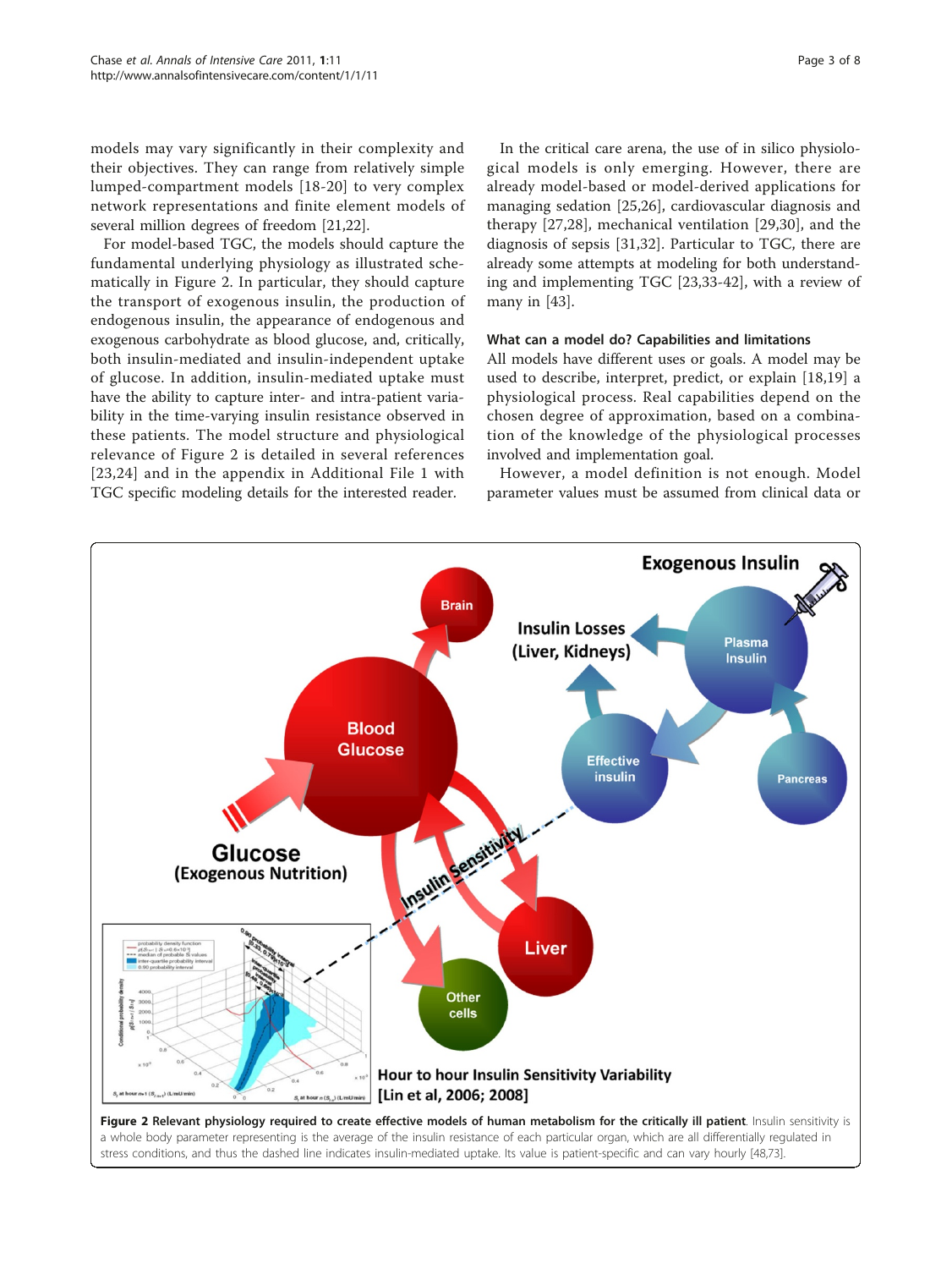models may vary significantly in their complexity and their objectives. They can range from relatively simple lumped-compartment models [18-20] to very complex network representations and finite element models of several million degrees of freedom [21,22].

For model-based TGC, the models should capture the fundamental underlying physiology as illustrated schematically in Figure 2. In particular, they should capture the transport of exogenous insulin, the production of endogenous insulin, the appearance of endogenous and exogenous carbohydrate as blood glucose, and, critically, both insulin-mediated and insulin-independent uptake of glucose. In addition, insulin-mediated uptake must have the ability to capture inter- and intra-patient variability in the time-varying insulin resistance observed in these patients. The model structure and physiological relevance of Figure 2 is detailed in several references [23,24] and in the appendix in Additional File 1 with TGC specific modeling details for the interested reader.

In the critical care arena, the use of in silico physiological models is only emerging. However, there are already model-based or model-derived applications for managing sedation [25,26], cardiovascular diagnosis and therapy [27,28], mechanical ventilation [29,30], and the diagnosis of sepsis [31,32]. Particular to TGC, there are already some attempts at modeling for both understanding and implementing TGC [23,33-42], with a review of many in [43].

### What can a model do? Capabilities and limitations

All models have different uses or goals. A model may be used to describe, interpret, predict, or explain [18,19] a physiological process. Real capabilities depend on the chosen degree of approximation, based on a combination of the knowledge of the physiological processes involved and implementation goal.

However, a model definition is not enough. Model parameter values must be assumed from clinical data or

**Figure 2 Relevant physiology required to create effective models of human metabolism for the critically ill patient**. Insulin sensitivity is a whole body parameter representing is the average of the insulin resistance of each particular organ, which are all differentially regulated in stress conditions, and thus the dashed line indicates insulin-mediated uptake. Its value is patient-specific and can vary hourly [48,73].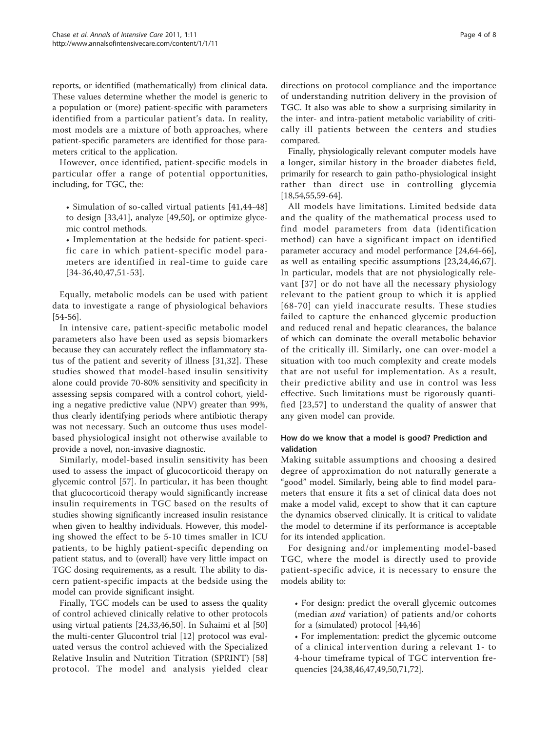reports, or identified (mathematically) from clinical data. These values determine whether the model is generic to a population or (more) patient-specific with parameters identified from a particular patient's data. In reality, most models are a mixture of both approaches, where patient-specific parameters are identified for those parameters critical to the application.

However, once identified, patient-specific models in particular offer a range of potential opportunities, including, for TGC, the:

- Simulation of so-called virtual patients [41,44-48] to design [33,41], analyze [49,50], or optimize glycemic control methods.
- Implementation at the bedside for patient-specific care in which patient-specific model parameters are identified in real-time to guide care [34-36,40,47,51-53].

Equally, metabolic models can be used with patient data to investigate a range of physiological behaviors [54-56].

In intensive care, patient-specific metabolic model parameters also have been used as sepsis biomarkers because they can accurately reflect the inflammatory status of the patient and severity of illness [31,32]. These studies showed that model-based insulin sensitivity alone could provide 70-80% sensitivity and specificity in assessing sepsis compared with a control cohort, yielding a negative predictive value (NPV) greater than 99%, thus clearly identifying periods where antibiotic therapy was not necessary. Such an outcome thus uses model-based physiological insight not otherwise available to provide a novel, non-invasive diagnostic.

Similarly, model-based insulin sensitivity has been used to assess the impact of glucocorticoid therapy on glycemic control [57]. In particular, it has been thought that glucocorticoid therapy would significantly increase insulin requirements in TGC based on the results of studies showing significantly increased insulin resistance when given to healthy individuals. However, this modeling showed the effect to be 5-10 times smaller in ICU patients, to be highly patient-specific depending on patient status, and to (overall) have very little impact on TGC dosing requirements, as a result. The ability to discern patient-specific impacts at the bedside using the model can provide significant insight.

Finally, TGC models can be used to assess the quality of control achieved clinically relative to other protocols using virtual patients [24,33,46,50]. In Suhaimi et al [50] the multi-center Glucontrol trial [12] protocol was evaluated versus the control achieved with the Specialized Relative Insulin and Nutrition Titration (SPRINT) [58] protocol. The model and analysis yielded clear directions on protocol compliance and the importance of understanding nutrition delivery in the provision of TGC. It also was able to show a surprising similarity in the inter- and intra-patient metabolic variability of critically ill patients between the centers and studies compared.

Finally, physiologically relevant computer models have a longer, similar history in the broader diabetes field, primarily for research to gain patho-physiological insight rather than direct use in controlling glycemia [18,54,55,59-64].

All models have limitations. Limited bedside data and the quality of the mathematical process used to find model parameters from data (identification method) can have a significant impact on identified parameter accuracy and model performance [24,64-66], as well as entailing specific assumptions [23,24,46,67]. In particular, models that are not physiologically relevant [37] or do not have all the necessary physiology relevant to the patient group to which it is applied [68-70] can yield inaccurate results. These studies failed to capture the enhanced glycemic production and reduced renal and hepatic clearances, the balance of which can dominate the overall metabolic behavior of the critically ill. Similarly, one can over-model a situation with too much complexity and create models that are not useful for implementation. As a result, their predictive ability and use in control was less effective. Such limitations must be rigorously quantified [23,57] to understand the quality of answer that any given model can provide.

### How do we know that a model is good? Prediction and validation

Making suitable assumptions and choosing a desired degree of approximation do not naturally generate a "good" model. Similarly, being able to find model parameters that ensure it fits a set of clinical data does not make a model valid, except to show that it can capture the dynamics observed clinically. It is critical to validate the model to determine if its performance is acceptable for its intended application.

For designing and/or implementing model-based TGC, where the model is directly used to provide patient-specific advice, it is necessary to ensure the models ability to:

- For design: predict the overall glycemic outcomes (median *and* variation) of patients and/or cohorts for a (simulated) protocol [44,46]
- For implementation: predict the glycemic outcome of a clinical intervention during a relevant 1- to 4-hour timeframe typical of TGC intervention frequencies [24,38,46,47,49,50,71,72].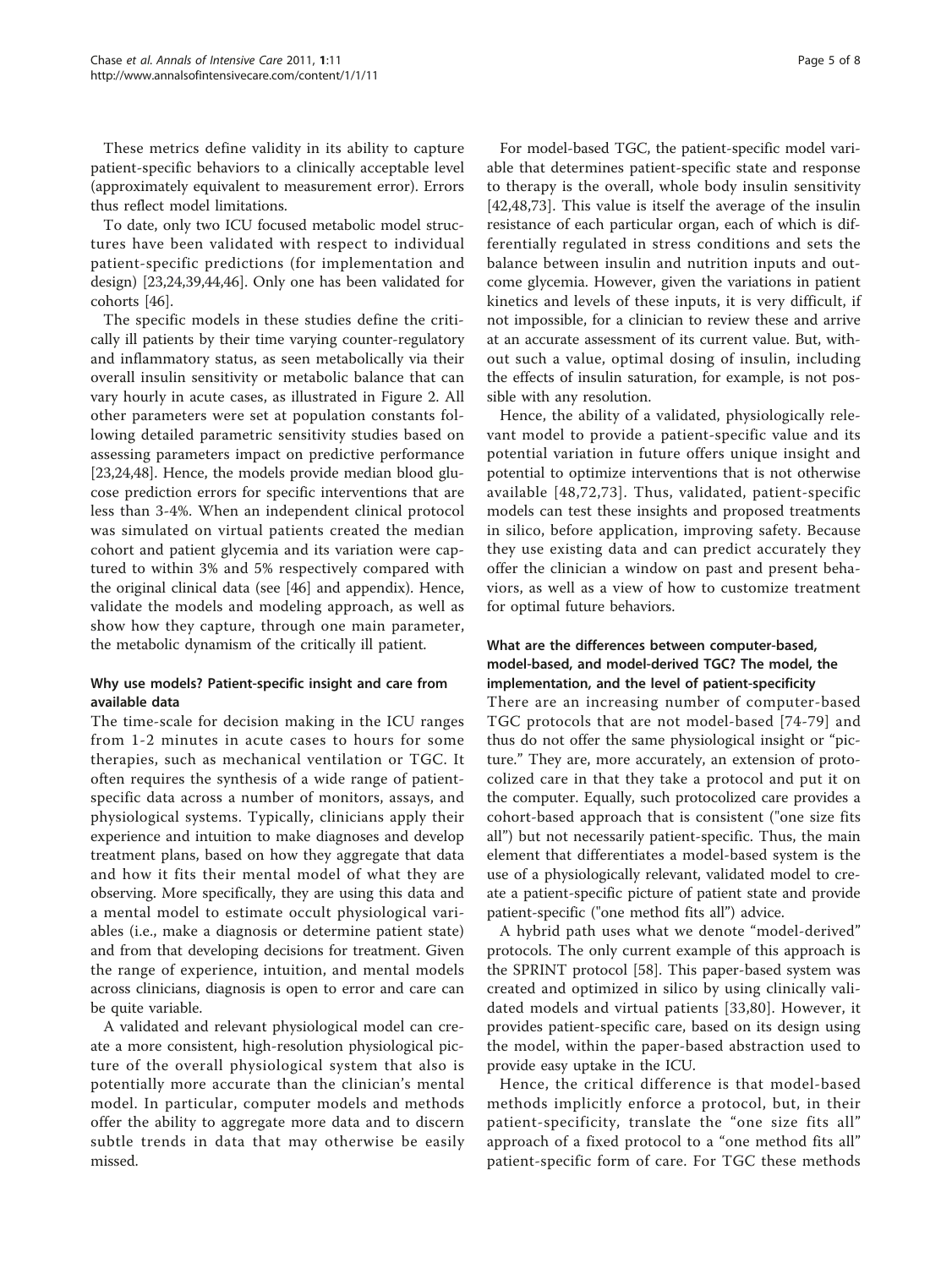These metrics define validity in its ability to capture patient-specific behaviors to a clinically acceptable level (approximately equivalent to measurement error). Errors thus reflect model limitations.

To date, only two ICU focused metabolic model structures have been validated with respect to individual patient-specific predictions (for implementation and design) [23,24,39,44,46]. Only one has been validated for cohorts [46].

The specific models in these studies define the critically ill patients by their time varying counter-regulatory and inflammatory status, as seen metabolically via their overall insulin sensitivity or metabolic balance that can vary hourly in acute cases, as illustrated in Figure 2. All other parameters were set at population constants following detailed parametric sensitivity studies based on assessing parameters impact on predictive performance [23,24,48]. Hence, the models provide median blood glucose prediction errors for specific interventions that are less than 3-4%. When an independent clinical protocol was simulated on virtual patients created the median cohort and patient glycemia and its variation were captured to within 3% and 5% respectively compared with the original clinical data (see [46] and appendix). Hence, validate the models and modeling approach, as well as show how they capture, through one main parameter, the metabolic dynamism of the critically ill patient.

### Why use models? Patient-specific insight and care from available data

The time-scale for decision making in the ICU ranges from 1-2 minutes in acute cases to hours for some therapies, such as mechanical ventilation or TGC. It often requires the synthesis of a wide range of patient-specific data across a number of monitors, assays, and physiological systems. Typically, clinicians apply their experience and intuition to make diagnoses and develop treatment plans, based on how they aggregate that data and how it fits their mental model of what they are observing. More specifically, they are using this data and a mental model to estimate occult physiological variables (i.e., make a diagnosis or determine patient state) and from that developing decisions for treatment. Given the range of experience, intuition, and mental models across clinicians, diagnosis is open to error and care can be quite variable.

A validated and relevant physiological model can create a more consistent, high-resolution physiological picture of the overall physiological system that also is potentially more accurate than the clinician's mental model. In particular, computer models and methods offer the ability to aggregate more data and to discern subtle trends in data that may otherwise be easily missed.

For model-based TGC, the patient-specific model variable that determines patient-specific state and response to therapy is the overall, whole body insulin sensitivity [42,48,73]. This value is itself the average of the insulin resistance of each particular organ, each of which is differentially regulated in stress conditions and sets the balance between insulin and nutrition inputs and outcome glycemia. However, given the variations in patient kinetics and levels of these inputs, it is very difficult, if not impossible, for a clinician to review these and arrive at an accurate assessment of its current value. But, without such a value, optimal dosing of insulin, including the effects of insulin saturation, for example, is not possible with any resolution.

Hence, the ability of a validated, physiologically relevant model to provide a patient-specific value and its potential variation in future offers unique insight and potential to optimize interventions that is not otherwise available [48,72,73]. Thus, validated, patient-specific models can test these insights and proposed treatments in silico, before application, improving safety. Because they use existing data and can predict accurately they offer the clinician a window on past and present behaviors, as well as a view of how to customize treatment for optimal future behaviors.

### What are the differences between computer-based, model-based, and model-derived TGC? The model, the implementation, and the level of patient-specificity

There are an increasing number of computer-based TGC protocols that are not model-based [74-79] and thus do not offer the same physiological insight or "picture." They are, more accurately, an extension of protocolized care in that they take a protocol and put it on the computer. Equally, such protocolized care provides a cohort-based approach that is consistent ("one size fits all") but not necessarily patient-specific. Thus, the main element that differentiates a model-based system is the use of a physiologically relevant, validated model to create a patient-specific picture of patient state and provide patient-specific ("one method fits all") advice.

A hybrid path uses what we denote "model-derived" protocols. The only current example of this approach is the SPRINT protocol [58]. This paper-based system was created and optimized in silico by using clinically validated models and virtual patients [33,80]. However, it provides patient-specific care, based on its design using the model, within the paper-based abstraction used to provide easy uptake in the ICU.

Hence, the critical difference is that model-based methods implicitly enforce a protocol, but, in their patient-specificity, translate the "one size fits all" approach of a fixed protocol to a "one method fits all" patient-specific form of care. For TGC these methods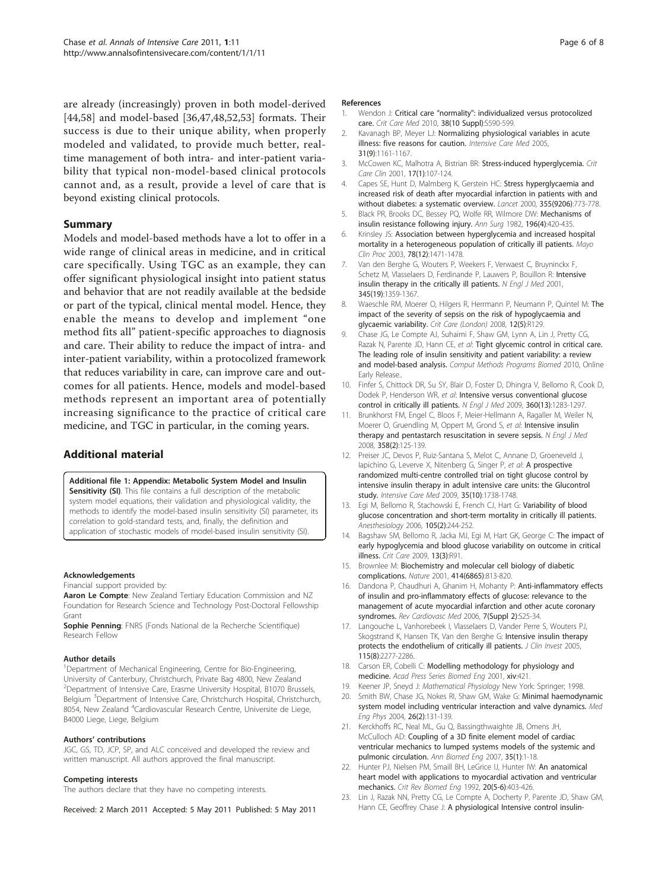are already (increasingly) proven in both model-derived [44,58] and model-based [36,47,48,52,53] formats. Their success is due to their unique ability, when properly modeled and validated, to provide much better, real-time management of both intra- and inter-patient variability that typical non-model-based clinical protocols cannot and, as a result, provide a level of care that is beyond existing clinical protocols.

## Summary

Models and model-based methods have a lot to offer in a wide range of clinical areas in medicine, and in critical care specifically. Using TGC as an example, they can offer significant physiological insight into patient status and behavior that are not readily available at the bedside or part of the typical, clinical mental model. Hence, they enable the means to develop and implement "one method fits all" patient-specific approaches to diagnosis and care. Their ability to reduce the impact of intra- and inter-patient variability, within a protocolized framework that reduces variability in care, can improve care and outcomes for all patients. Hence, models and model-based methods represent an important area of potentially increasing significance to the practice of critical care medicine, and TGC in particular, in the coming years.

## Additional material

**Additional file 1: Appendix: Metabolic System Model and Insulin Sensitivity (SI)**. This file contains a full description of the metabolic system model equations, their validation and physiological validity, the methods to identify the model-based insulin sensitivity (SI) parameter, its correlation to gold-standard tests, and, finally, the definition and application of stochastic models of model-based insulin sensitivity (SI).

#### Acknowledgements

Financial support provided by:

**Aaron Le Compte**: New Zealand Tertiary Education Commission and NZ Foundation for Research Science and Technology Post-Doctoral Fellowship Grant

**Sophie Penning**: FNRS (Fonds National de la Recherche Scientifique) Research Fellow

#### Author details

[1]Department of Mechanical Engineering, Centre for Bio-Engineering, University of Canterbury, Christchurch, Private Bag 4800, New Zealand [2]Department of Intensive Care, Erasme University Hospital, B1070 Brussels, Belgium [3]Department of Intensive Care, Christchurch Hospital, Christchurch, 8054, New Zealand [4]Cardiovascular Research Centre, Universite de Liege, B4000 Liege, Liege, Belgium

#### Authors' contributions

JGC, GS, TD, JCP, SP, and ALC conceived and developed the review and written manuscript. All authors approved the final manuscript.

#### Competing interests

The authors declare that they have no competing interests.

Received: 2 March 2011 Accepted: 5 May 2011 Published: 5 May 2011

#### References

1. Wendon J: **Critical care "normality": individualized versus protocolized care.** *Crit Care Med* 2010, **38(10 Suppl)**:S590-599.
2. Kavanagh BP, Meyer LJ: **Normalizing physiological variables in acute illness: five reasons for caution.** *Intensive Care Med* 2005, **31(9)**:1161-1167.
3. McCowen KC, Malhotra A, Bistrian BR: **Stress-induced hyperglycemia.** *Crit Care Clin* 2001, **17(1)**:107-124.
4. Capes SE, Hunt D, Malmberg K, Gerstein HC: **Stress hyperglycaemia and increased risk of death after myocardial infarction in patients with and without diabetes: a systematic overview.** *Lancet* 2000, **355(9206)**:773-778.
5. Black PR, Brooks DC, Bessey PQ, Wolfe RR, Wilmore DW: **Mechanisms of insulin resistance following injury.** *Ann Surg* 1982, **196(4)**:420-435.
6. Krinsley JS: **Association between hyperglycemia and increased hospital mortality in a heterogeneous population of critically ill patients.** *Mayo Clin Proc* 2003, **78(12)**:1471-1478.
7. Van den Berghe G, Wouters P, Weekers F, Verwaest C, Bruyninckx F, Schetz M, Vlasselaers D, Ferdinande P, Lauwers P, Bouillon R: **Intensive insulin therapy in the critically ill patients.** *N Engl J Med* 2001, **345(19)**:1359-1367.
8. Waeschle RM, Moerer O, Hilgers R, Herrmann P, Neumann P, Quintel M: **The impact of the severity of sepsis on the risk of hypoglycaemia and glycaemic variability.** *Crit Care (London)* 2008, **12(5)**:R129.
9. Chase JG, Le Compte AJ, Suhaimi F, Shaw GM, Lynn A, Lin J, Pretty CG, Razak N, Parente JD, Hann CE, *et al*: **Tight glycemic control in critical care. The leading role of insulin sensitivity and patient variability: a review and model-based analysis.** *Comput Methods Programs Biomed* 2010, Online Early Release..
10. Finfer S, Chittock DR, Su SY, Blair D, Foster D, Dhingra V, Bellomo R, Cook D, Dodek P, Henderson WR, *et al*: **Intensive versus conventional glucose control in critically ill patients.** *N Engl J Med* 2009, **360(13)**:1283-1297.
11. Brunkhorst FM, Engel C, Bloos F, Meier-Hellmann A, Ragaller M, Weiler N, Moerer O, Gruendling M, Oppert M, Grond S, *et al*: **Intensive insulin therapy and pentastarch resuscitation in severe sepsis.** *N Engl J Med* 2008, **358(2)**:125-139.
12. Preiser JC, Devos P, Ruiz-Santana S, Melot C, Annane D, Groeneveld J, Iapichino G, Leverve X, Nitenberg G, Singer P, *et al*: **A prospective randomized multi-centre controlled trial on tight glucose control by intensive insulin therapy in adult intensive care units: the Glucontrol study.** *Intensive Care Med* 2009, **35(10)**:1738-1748.
13. Egi M, Bellomo R, Stachowski E, French CJ, Hart G: **Variability of blood glucose concentration and short-term mortality in critically ill patients.** *Anesthesiology* 2006, **105(2)**:244-252.
14. Bagshaw SM, Bellomo R, Jacka MJ, Egi M, Hart GK, George C: **The impact of early hypoglycemia and blood glucose variability on outcome in critical illness.** *Crit Care* 2009, **13(3)**:R91.
15. Brownlee M: **Biochemistry and molecular cell biology of diabetic complications.** *Nature* 2001, **414(6865)**:813-820.
16. Dandona P, Chaudhuri A, Ghanim H, Mohanty P: **Anti-inflammatory effects of insulin and pro-inflammatory effects of glucose: relevance to the management of acute myocardial infarction and other acute coronary syndromes.** *Rev Cardiovasc Med* 2006, **7(Suppl 2)**:S25-34.
17. Langouche L, Vanhorebeek I, Vlasselaers D, Vander Perre S, Wouters PJ, Skogstrand K, Hansen TK, Van den Berghe G: **Intensive insulin therapy protects the endothelium of critically ill patients.** *J Clin Invest* 2005, **115(8)**:2277-2286.
18. Carson ER, Cobelli C: **Modelling methodology for physiology and medicine.** *Acad Press Series Biomed Eng* 2001, **xiv**:421.
19. Keener JP, Sneyd J: *Mathematical Physiology* New York: Springer; 1998.
20. Smith BW, Chase JG, Nokes RI, Shaw GM, Wake G: **Minimal haemodynamic system model including ventricular interaction and valve dynamics.** *Med Eng Phys* 2004, **26(2)**:131-139.
21. Kerckhoffs RC, Neal ML, Gu Q, Bassingthwaighte JB, Omens JH, McCulloch AD: **Coupling of a 3D finite element model of cardiac ventricular mechanics to lumped systems models of the systemic and pulmonic circulation.** *Ann Biomed Eng* 2007, **35(1)**:1-18.
22. Hunter PJ, Nielsen PM, Smaill BH, LeGrice IJ, Hunter IW: **An anatomical heart model with applications to myocardial activation and ventricular mechanics.** *Crit Rev Biomed Eng* 1992, **20(5-6)**:403-426.
23. Lin J, Razak NN, Pretty CG, Le Compte A, Docherty P, Parente JD, Shaw GM, Hann CE, Geoffrey Chase J: **A physiological Intensive control insulin-**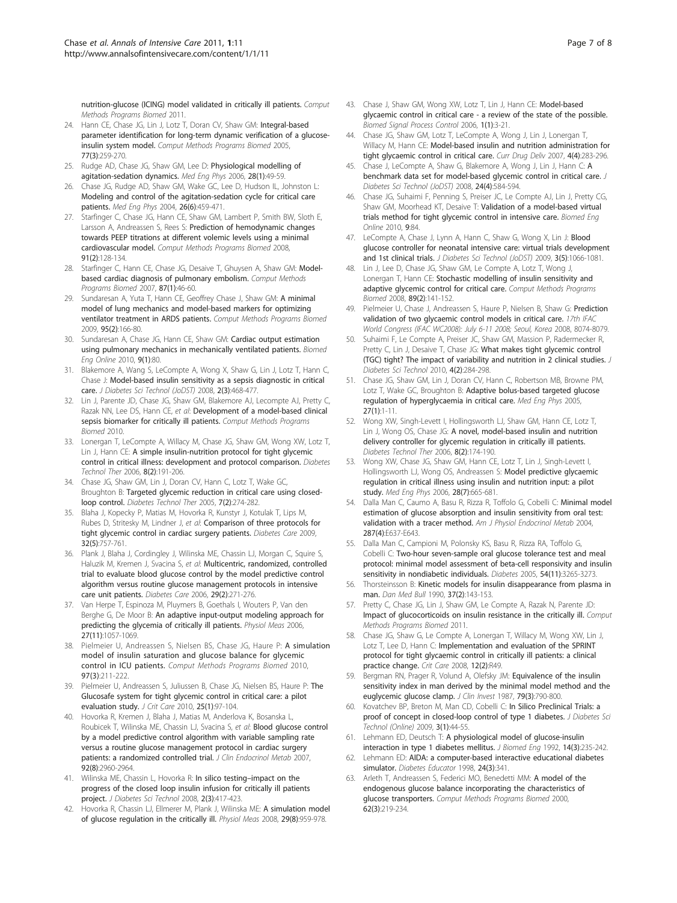nutrition-glucose (ICING) model validated in critically ill patients. *Comput Methods Programs Biomed* 2011.

24. Hann CE, Chase JG, Lin J, Lotz T, Doran CV, Shaw GM: **Integral-based parameter identification for long-term dynamic verification of a glucose-insulin system model.** *Comput Methods Programs Biomed* 2005, **77(3)**:259-270.
25. Rudge AD, Chase JG, Shaw GM, Lee D: **Physiological modelling of agitation-sedation dynamics.** *Med Eng Phys* 2006, **28(1)**:49-59.
26. Chase JG, Rudge AD, Shaw GM, Wake GC, Lee D, Hudson IL, Johnston L: **Modeling and control of the agitation-sedation cycle for critical care patients.** *Med Eng Phys* 2004, **26(6)**:459-471.
27. Starfinger C, Chase JG, Hann CE, Shaw GM, Lambert P, Smith BW, Sloth E, Larsson A, Andreassen S, Rees S: **Prediction of hemodynamic changes towards PEEP titrations at different volemic levels using a minimal cardiovascular model.** *Comput Methods Programs Biomed* 2008, **91(2)**:128-134.
28. Starfinger C, Hann CE, Chase JG, Desaive T, Ghuysen A, Shaw GM: **Model-based cardiac diagnosis of pulmonary embolism.** *Comput Methods Programs Biomed* 2007, **87(1)**:46-60.
29. Sundaresan A, Yuta T, Hann CE, Geoffrey Chase J, Shaw GM: **A minimal model of lung mechanics and model-based markers for optimizing ventilator treatment in ARDS patients.** *Comput Methods Programs Biomed* 2009, **95(2)**:166-80.
30. Sundaresan A, Chase JG, Hann CE, Shaw GM: **Cardiac output estimation using pulmonary mechanics in mechanically ventilated patients.** *Biomed Eng Online* 2010, **9(1)**:80.
31. Blakemore A, Wang S, LeCompte A, Wong X, Shaw G, Lin J, Lotz T, Hann C, Chase J: **Model-based insulin sensitivity as a sepsis diagnostic in critical care.** *J Diabetes Sci Technol (JoDST)* 2008, **2(3)**:468-477.
32. Lin J, Parente JD, Chase JG, Shaw GM, Blakemore AJ, Lecompte AJ, Pretty C, Razak NN, Lee DS, Hann CE, *et al*: **Development of a model-based clinical sepsis biomarker for critically ill patients.** *Comput Methods Programs Biomed* 2010.
33. Lonergan T, LeCompte A, Willacy M, Chase JG, Shaw GM, Wong XW, Lotz T, Lin J, Hann CE: **A simple insulin-nutrition protocol for tight glycemic control in critical illness: development and protocol comparison.** *Diabetes Technol Ther* 2006, **8(2)**:191-206.
34. Chase JG, Shaw GM, Lin J, Doran CV, Hann C, Lotz T, Wake GC, Broughton B: **Targeted glycemic reduction in critical care using closed-loop control.** *Diabetes Technol Ther* 2005, **7(2)**:274-282.
35. Blaha J, Kopecky P, Matias M, Hovorka R, Kunstyr J, Kotulak T, Lips M, Rubes D, Stritesky M, Lindner J, *et al*: **Comparison of three protocols for tight glycemic control in cardiac surgery patients.** *Diabetes Care* 2009, **32(5)**:757-761.
36. Plank J, Blaha J, Cordingley J, Wilinska ME, Chassin LJ, Morgan C, Squire S, Haluzik M, Kremen J, Svacina S, *et al*: **Multicentric, randomized, controlled trial to evaluate blood glucose control by the model predictive control algorithm versus routine glucose management protocols in intensive care unit patients.** *Diabetes Care* 2006, **29(2)**:271-276.
37. Van Herpe T, Espinoza M, Pluymers B, Goethals I, Wouters P, Van den Berghe G, De Moor B: **An adaptive input-output modeling approach for predicting the glycemia of critically ill patients.** *Physiol Meas* 2006, **27(11)**:1057-1069.
38. Pielmeier U, Andreassen S, Nielsen BS, Chase JG, Haure P: **A simulation model of insulin saturation and glucose balance for glycemic control in ICU patients.** *Comput Methods Programs Biomed* 2010, **97(3)**:211-222.
39. Pielmeier U, Andreassen S, Juliussen B, Chase JG, Nielsen BS, Haure P: **The Glucosafe system for tight glycemic control in critical care: a pilot evaluation study.** *J Crit Care* 2010, **25(1)**:97-104.
40. Hovorka R, Kremen J, Blaha J, Matias M, Anderlova K, Bosanska L, Roubicek T, Wilinska ME, Chassin LJ, Svacina S, *et al*: **Blood glucose control by a model predictive control algorithm with variable sampling rate versus a routine glucose management protocol in cardiac surgery patients: a randomized controlled trial.** *J Clin Endocrinol Metab* 2007, **92(8)**:2960-2964.
41. Wilinska ME, Chassin L, Hovorka R: **In silico testing–impact on the progress of the closed loop insulin infusion for critically ill patients project.** *J Diabetes Sci Technol* 2008, **2(3)**:417-423.
42. Hovorka R, Chassin LJ, Ellmerer M, Plank J, Wilinska ME: **A simulation model of glucose regulation in the critically ill.** *Physiol Meas* 2008, **29(8)**:959-978.
43. Chase J, Shaw GM, Wong XW, Lotz T, Lin J, Hann CE: **Model-based glycaemic control in critical care - a review of the state of the possible.** *Biomed Signal Process Control* 2006, **1(1)**:3-21.
44. Chase JG, Shaw GM, Lotz T, LeCompte A, Wong J, Lin J, Lonergan T, Willacy M, Hann CE: **Model-based insulin and nutrition administration for tight glycaemic control in critical care.** *Curr Drug Deliv* 2007, **4(4)**:283-296.
45. Chase J, LeCompte A, Shaw G, Blakemore A, Wong J, Lin J, Hann C: **A benchmark data set for model-based glycemic control in critical care.** *J Diabetes Sci Technol (JoDST)* 2008, **24(4)**:584-594.
46. Chase JG, Suhaimi F, Penning S, Preiser JC, Le Compte AJ, Lin J, Pretty CG, Shaw GM, Moorhead KT, Desaive T: **Validation of a model-based virtual trials method for tight glycemic control in intensive care.** *Biomed Eng Online* 2010, **9**:84.
47. LeCompte A, Chase J, Lynn A, Hann C, Shaw G, Wong X, Lin J: **Blood glucose controller for neonatal intensive care: virtual trials development and 1st clinical trials.** *J Diabetes Sci Technol (JoDST)* 2009, **3(5)**:1066-1081.
48. Lin J, Lee D, Chase JG, Shaw GM, Le Compte A, Lotz T, Wong J, Lonergan T, Hann CE: **Stochastic modelling of insulin sensitivity and adaptive glycemic control for critical care.** *Comput Methods Programs Biomed* 2008, **89(2)**:141-152.
49. Pielmeier U, Chase J, Andreassen S, Haure P, Nielsen B, Shaw G: **Prediction validation of two glycaemic control models in critical care.** *17th IFAC World Congress (IFAC WC2008): July 6-11 2008; Seoul, Korea* 2008, 8074-8079.
50. Suhaimi F, Le Compte A, Preiser JC, Shaw GM, Massion P, Radermecker R, Pretty C, Lin J, Desaive T, Chase JG: **What makes tight glycemic control (TGC) tight? The impact of variability and nutrition in 2 clinical studies.** *J Diabetes Sci Technol* 2010, **4(2)**:284-298.
51. Chase JG, Shaw GM, Lin J, Doran CV, Hann C, Robertson MB, Browne PM, Lotz T, Wake GC, Broughton B: **Adaptive bolus-based targeted glucose regulation of hyperglycaemia in critical care.** *Med Eng Phys* 2005, **27(1)**:1-11.
52. Wong XW, Singh-Levett I, Hollingsworth LJ, Shaw GM, Hann CE, Lotz T, Lin J, Wong OS, Chase JG: **A novel, model-based insulin and nutrition delivery controller for glycemic regulation in critically ill patients.** *Diabetes Technol Ther* 2006, **8(2)**:174-190.
53. Wong XW, Chase JG, Shaw GM, Hann CE, Lotz T, Lin J, Singh-Levett I, Hollingsworth LJ, Wong OS, Andreassen S: **Model predictive glycaemic regulation in critical illness using insulin and nutrition input: a pilot study.** *Med Eng Phys* 2006, **28(7)**:665-681.
54. Dalla Man C, Caumo A, Basu R, Rizza R, Toffolo G, Cobelli C: **Minimal model estimation of glucose absorption and insulin sensitivity from oral test: validation with a tracer method.** *Am J Physiol Endocrinol Metab* 2004, **287(4)**:E637-E643.
55. Dalla Man C, Campioni M, Polonsky KS, Basu R, Rizza RA, Toffolo G, Cobelli C: **Two-hour seven-sample oral glucose tolerance test and meal protocol: minimal model assessment of beta-cell responsivity and insulin sensitivity in nondiabetic individuals.** *Diabetes* 2005, **54(11)**:3265-3273.
56. Thorsteinsson B: **Kinetic models for insulin disappearance from plasma in man.** *Dan Med Bull* 1990, **37(2)**:143-153.
57. Pretty C, Chase JG, Lin J, Shaw GM, Le Compte A, Razak N, Parente JD: **Impact of glucocorticoids on insulin resistance in the critically ill.** *Comput Methods Programs Biomed* 2011.
58. Chase JG, Shaw G, Le Compte A, Lonergan T, Willacy M, Wong XW, Lin J, Lotz T, Lee D, Hann C: **Implementation and evaluation of the SPRINT protocol for tight glycaemic control in critically ill patients: a clinical practice change.** *Crit Care* 2008, **12(2)**:R49.
59. Bergman RN, Prager R, Volund A, Olefsky JM: **Equivalence of the insulin sensitivity index in man derived by the minimal model method and the euglycemic glucose clamp.** *J Clin Invest* 1987, **79(3)**:790-800.
60. Kovatchev BP, Breton M, Man CD, Cobelli C: **In Silico Preclinical Trials: a proof of concept in closed-loop control of type 1 diabetes.** *J Diabetes Sci Technol (Online)* 2009, **3(1)**:44-55.
61. Lehmann ED, Deutsch T: **A physiological model of glucose-insulin interaction in type 1 diabetes mellitus.** *J Biomed Eng* 1992, **14(3)**:235-242.
62. Lehmann ED: **AIDA: a computer-based interactive educational diabetes simulator.** *Diabetes Educator* 1998, **24(3)**:341.
63. Arleth T, Andreassen S, Federici MO, Benedetti MM: **A model of the endogenous glucose balance incorporating the characteristics of glucose transporters.** *Comput Methods Programs Biomed* 2000, **62(3)**:219-234.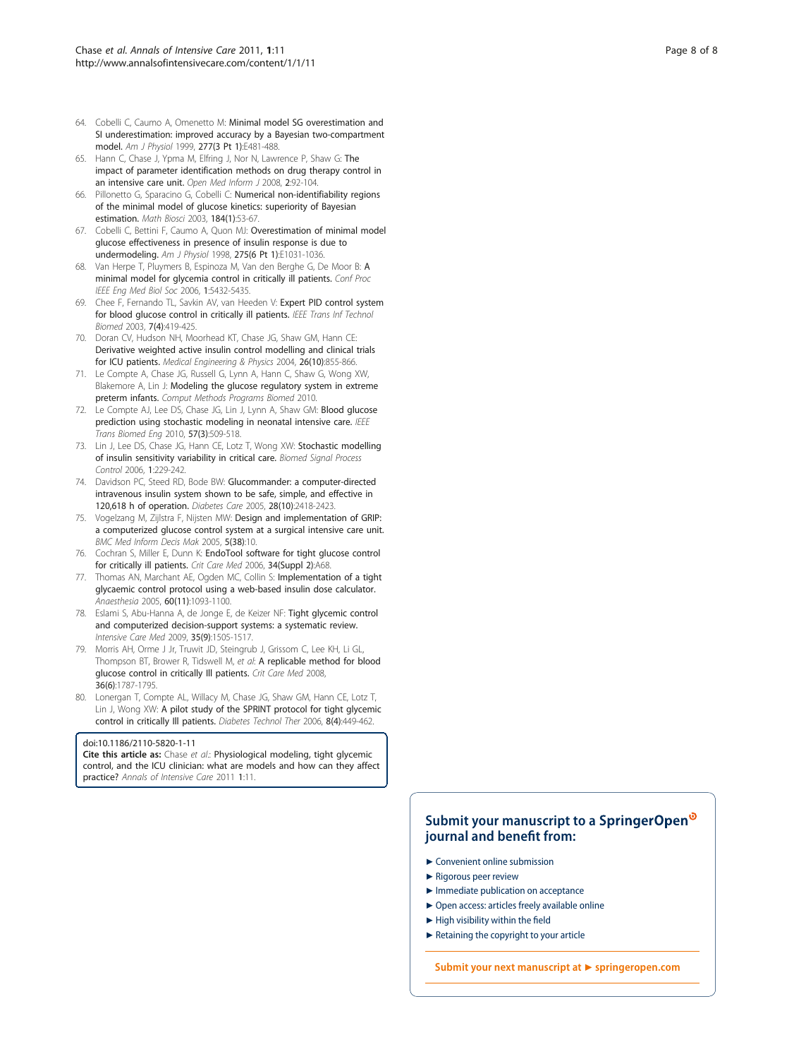64. Cobelli C, Caumo A, Omenetto M: **Minimal model SG overestimation and SI underestimation: improved accuracy by a Bayesian two-compartment model.** *Am J Physiol* 1999, **277(3 Pt 1)**:E481-488.
65. Hann C, Chase J, Ypma M, Elfring J, Nor N, Lawrence P, Shaw G: **The impact of parameter identification methods on drug therapy control in an intensive care unit.** *Open Med Inform J* 2008, **2**:92-104.
66. Pillonetto G, Sparacino G, Cobelli C: **Numerical non-identifiability regions of the minimal model of glucose kinetics: superiority of Bayesian estimation.** *Math Biosci* 2003, **184(1)**:53-67.
67. Cobelli C, Bettini F, Caumo A, Quon MJ: **Overestimation of minimal model glucose effectiveness in presence of insulin response is due to undermodeling.** *Am J Physiol* 1998, **275(6 Pt 1)**:E1031-1036.
68. Van Herpe T, Pluymers B, Espinoza M, Van den Berghe G, De Moor B: **A minimal model for glycemia control in critically ill patients.** *Conf Proc IEEE Eng Med Biol Soc* 2006, **1**:5432-5435.
69. Chee F, Fernando TL, Savkin AV, van Heeden V: **Expert PID control system for blood glucose control in critically ill patients.** *IEEE Trans Inf Technol Biomed* 2003, **7(4)**:419-425.
70. Doran CV, Hudson NH, Moorhead KT, Chase JG, Shaw GM, Hann CE: **Derivative weighted active insulin control modelling and clinical trials for ICU patients.** *Medical Engineering & Physics* 2004, **26(10)**:855-866.
71. Le Compte A, Chase JG, Russell G, Lynn A, Hann C, Shaw G, Wong XW, Blakemore A, Lin J: **Modeling the glucose regulatory system in extreme preterm infants.** *Comput Methods Programs Biomed* 2010.
72. Le Compte AJ, Lee DS, Chase JG, Lin J, Lynn A, Shaw GM: **Blood glucose prediction using stochastic modeling in neonatal intensive care.** *IEEE Trans Biomed Eng* 2010, **57(3)**:509-518.
73. Lin J, Lee DS, Chase JG, Hann CE, Lotz T, Wong XW: **Stochastic modelling of insulin sensitivity variability in critical care.** *Biomed Signal Process Control* 2006, **1**:229-242.
74. Davidson PC, Steed RD, Bode BW: **Glucommander: a computer-directed intravenous insulin system shown to be safe, simple, and effective in 120,618 h of operation.** *Diabetes Care* 2005, **28(10)**:2418-2423.
75. Vogelzang M, Zijlstra F, Nijsten MW: **Design and implementation of GRIP: a computerized glucose control system at a surgical intensive care unit.** *BMC Med Inform Decis Mak* 2005, **5(38)**:10.
76. Cochran S, Miller E, Dunn K: **EndoTool software for tight glucose control for critically ill patients.** *Crit Care Med* 2006, **34(Suppl 2)**:A68.
77. Thomas AN, Marchant AE, Ogden MC, Collin S: **Implementation of a tight glycaemic control protocol using a web-based insulin dose calculator.** *Anaesthesia* 2005, **60(11)**:1093-1100.
78. Eslami S, Abu-Hanna A, de Jonge E, de Keizer NF: **Tight glycemic control and computerized decision-support systems: a systematic review.** *Intensive Care Med* 2009, **35(9)**:1505-1517.
79. Morris AH, Orme J Jr, Truwit JD, Steingrub J, Grissom C, Lee KH, Li GL, Thompson BT, Brower R, Tidswell M, *et al*: **A replicable method for blood glucose control in critically Ill patients.** *Crit Care Med* 2008, **36(6)**:1787-1795.
80. Lonergan T, Compte AL, Willacy M, Chase JG, Shaw GM, Hann CE, Lotz T, Lin J, Wong XW: **A pilot study of the SPRINT protocol for tight glycemic control in critically Ill patients.** *Diabetes Technol Ther* 2006, **8(4)**:449-462.

doi:10.1186/2110-5820-1-11
**Cite this article as:** Chase *et al.*: Physiological modeling, tight glycemic control, and the ICU clinician: what are models and how can they affect practice? *Annals of Intensive Care* 2011 **1**:11.

**Submit your manuscript to a SpringerOpen journal and benefit from:**

- ► Convenient online submission
- ► Rigorous peer review
- ► Immediate publication on acceptance
- ► Open access: articles freely available online
- ► High visibility within the field
- ► Retaining the copyright to your article

**Submit your next manuscript at ► springeropen.com**